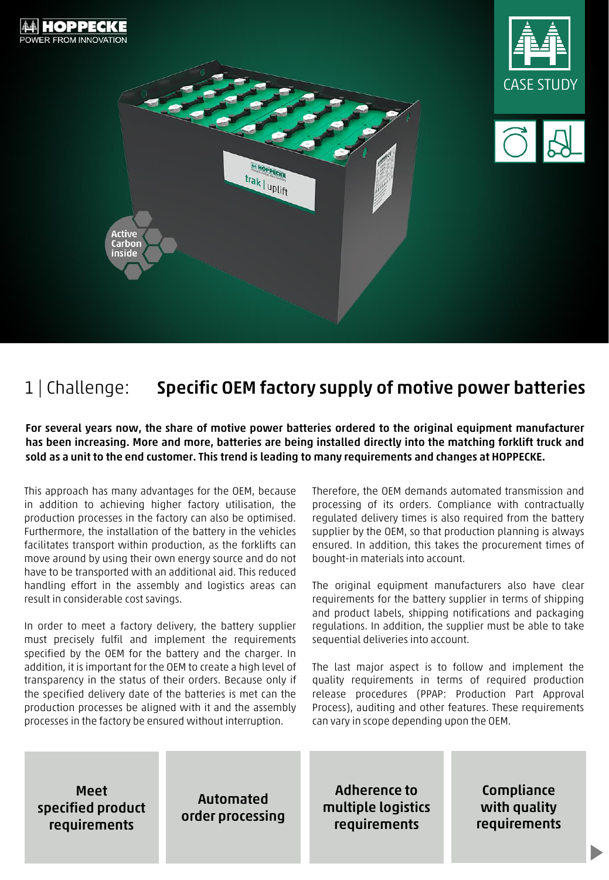# 1 | Challenge: Specific OEM factory supply of motive power batteries

**For several years now, the share of motive power batteries ordered to the original equipment manufacturer has been increasing. More and more, batteries are being installed directly into the matching forklift truck and sold as a unit to the end customer. This trend is leading to many requirements and changes at HOPPECKE.**

This approach has many advantages for the OEM, because in addition to achieving higher factory utilisation, the production processes in the factory can also be optimised. Furthermore, the installation of the battery in the vehicles facilitates transport within production, as the forklifts can move around by using their own energy source and do not have to be transported with an additional aid. This reduced handling effort in the assembly and logistics areas can result in considerable cost savings.

In order to meet a factory delivery, the battery supplier must precisely fulfil and implement the requirements specified by the OEM for the battery and the charger. In addition, it is important for the OEM to create a high level of transparency in the status of their orders. Because only if the specified delivery date of the batteries is met can the production processes be aligned with it and the assembly processes in the factory be ensured without interruption.

Therefore, the OEM demands automated transmission and processing of its orders. Compliance with contractually regulated delivery times is also required from the battery supplier by the OEM, so that production planning is always ensured. In addition, this takes the procurement times of bought-in materials into account.

The original equipment manufacturers also have clear requirements for the battery supplier in terms of shipping and product labels, shipping notifications and packaging regulations. In addition, the supplier must be able to take sequential deliveries into account.

The last major aspect is to follow and implement the quality requirements in terms of required production release procedures (PPAP: Production Part Approval Process), auditing and other features. These requirements can vary in scope depending upon the OEM.

- **Meet specified product requirements**
- **Automated order processing**
- **Adherence to multiple logistics requirements**
- **Compliance with quality requirements**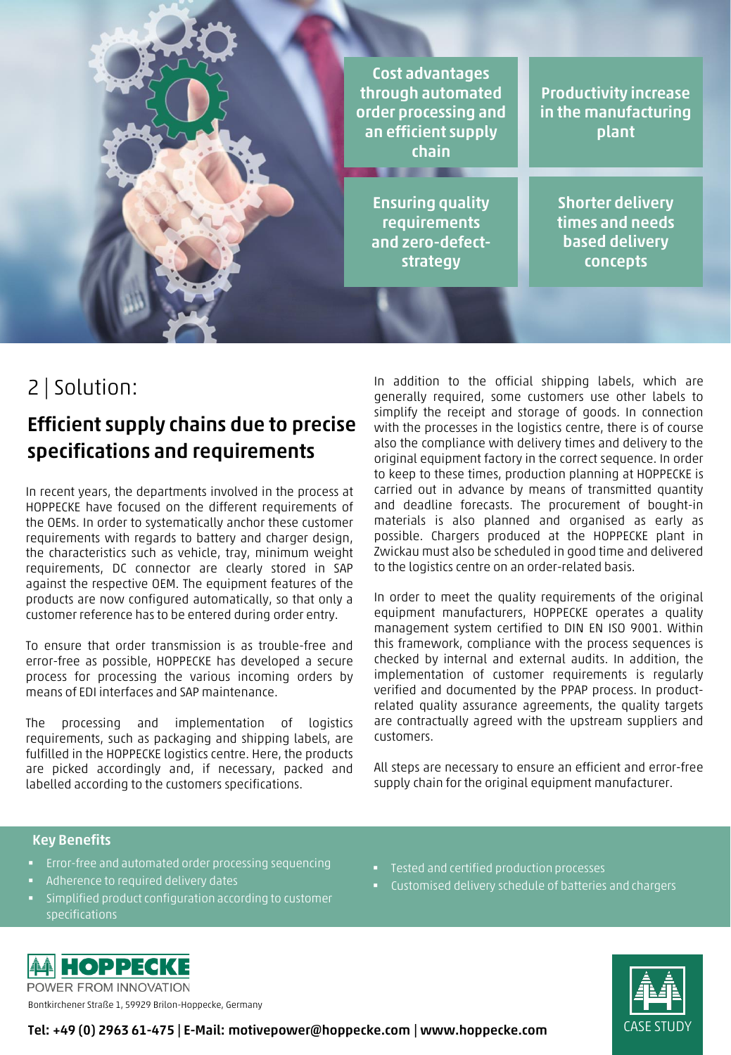Cost advantages through automated order processing and an efficient supply chain

Productivity increase in the manufacturing plant

Ensuring quality requirements and zero-defect-strategy

Shorter delivery times and needs based delivery concepts

# 2 | Solution:

## Efficient supply chains due to precise specifications and requirements

In recent years, the departments involved in the process at HOPPECKE have focused on the different requirements of the OEMs. In order to systematically anchor these customer requirements with regards to battery and charger design, the characteristics such as vehicle, tray, minimum weight requirements, DC connector are clearly stored in SAP against the respective OEM. The equipment features of the products are now configured automatically, so that only a customer reference has to be entered during order entry.

To ensure that order transmission is as trouble-free and error-free as possible, HOPPECKE has developed a secure process for processing the various incoming orders by means of EDI interfaces and SAP maintenance.

The processing and implementation of logistics requirements, such as packaging and shipping labels, are fulfilled in the HOPPECKE logistics centre. Here, the products are picked accordingly and, if necessary, packed and labelled according to the customers specifications.

In addition to the official shipping labels, which are generally required, some customers use other labels to simplify the receipt and storage of goods. In connection with the processes in the logistics centre, there is of course also the compliance with delivery times and delivery to the original equipment factory in the correct sequence. In order to keep to these times, production planning at HOPPECKE is carried out in advance by means of transmitted quantity and deadline forecasts. The procurement of bought-in materials is also planned and organised as early as possible. Chargers produced at the HOPPECKE plant in Zwickau must also be scheduled in good time and delivered to the logistics centre on an order-related basis.

In order to meet the quality requirements of the original equipment manufacturers, HOPPECKE operates a quality management system certified to DIN EN ISO 9001. Within this framework, compliance with the process sequences is checked by internal and external audits. In addition, the implementation of customer requirements is regularly verified and documented by the PPAP process. In product-related quality assurance agreements, the quality targets are contractually agreed with the upstream suppliers and customers.

All steps are necessary to ensure an efficient and error-free supply chain for the original equipment manufacturer.

### Key Benefits

- Error-free and automated order processing sequencing
- Adherence to required delivery dates
- Simplified product configuration according to customer specifications
- Tested and certified production processes
- Customised delivery schedule of batteries and chargers

HOPPECKE
POWER FROM INNOVATION
Bontkirchener Straße 1, 59929 Brilon-Hoppecke, Germany

**Tel: +49 (0) 2963 61-475 | E-Mail: motivepower@hoppecke.com | www.hoppecke.com**

CASE STUDY